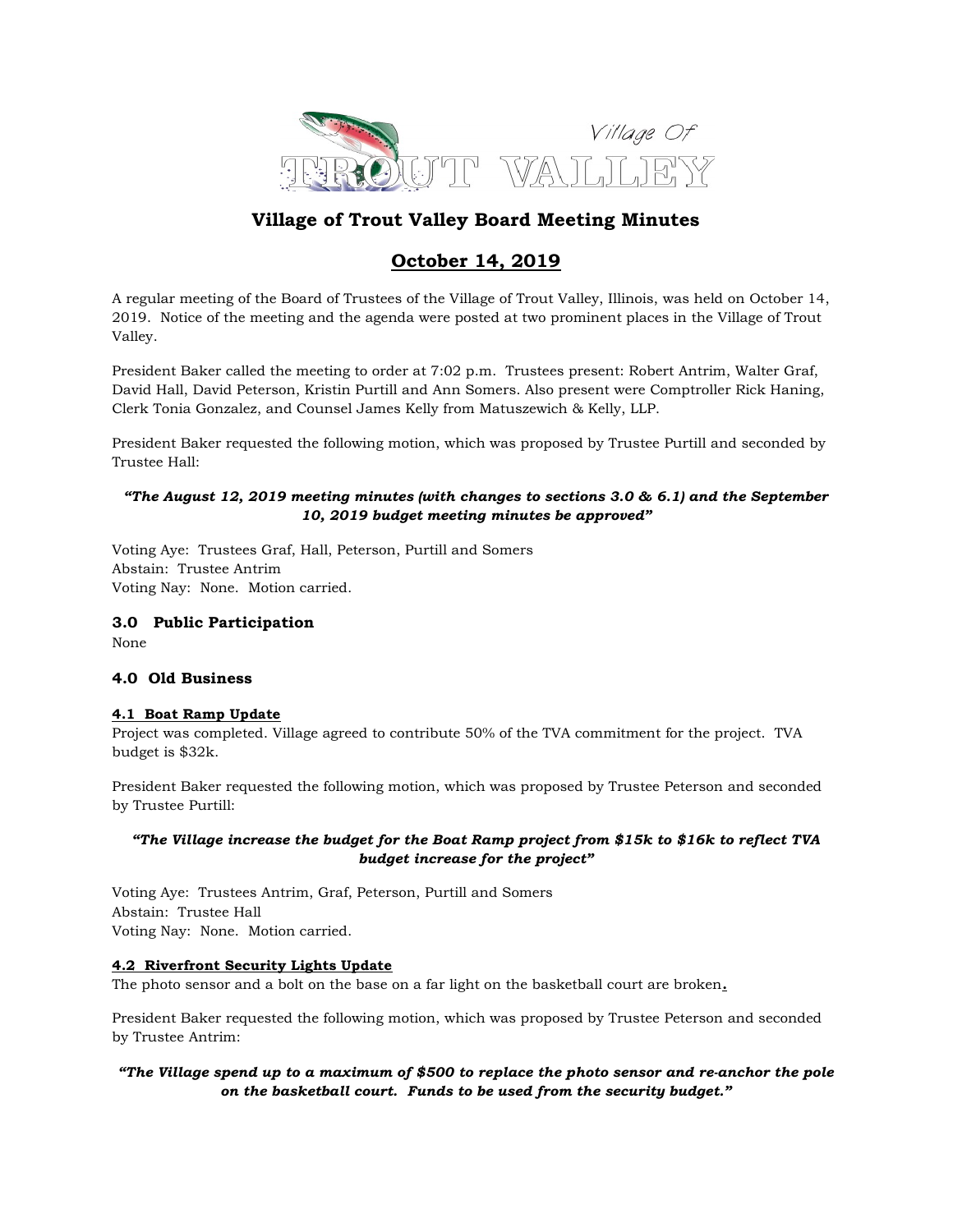# Village of Trout Valley Board Meeting Minutes

## October 14, 2019

A regular meeting of the Board of Trustees of the Village of Trout Valley, Illinois, was held on October 14, 2019. Notice of the meeting and the agenda were posted at two prominent places in the Village of Trout Valley.

President Baker called the meeting to order at 7:02 p.m. Trustees present: Robert Antrim, Walter Graf, David Hall, David Peterson, Kristin Purtill and Ann Somers. Also present were Comptroller Rick Haning, Clerk Tonia Gonzalez, and Counsel James Kelly from Matuszewich & Kelly, LLP.

President Baker requested the following motion, which was proposed by Trustee Purtill and seconded by Trustee Hall:

***"The August 12, 2019 meeting minutes (with changes to sections 3.0 & 6.1) and the September 10, 2019 budget meeting minutes be approved"***

Voting Aye: Trustees Graf, Hall, Peterson, Purtill and Somers
Abstain: Trustee Antrim
Voting Nay: None. Motion carried.

### 3.0 Public Participation

None

### 4.0 Old Business

**4.1 Boat Ramp Update**

Project was completed. Village agreed to contribute 50% of the TVA commitment for the project. TVA budget is $32k.

President Baker requested the following motion, which was proposed by Trustee Peterson and seconded by Trustee Purtill:

***"The Village increase the budget for the Boat Ramp project from $15k to $16k to reflect TVA budget increase for the project"***

Voting Aye: Trustees Antrim, Graf, Peterson, Purtill and Somers
Abstain: Trustee Hall
Voting Nay: None. Motion carried.

**4.2 Riverfront Security Lights Update**

The photo sensor and a bolt on the base on a far light on the basketball court are broken.

President Baker requested the following motion, which was proposed by Trustee Peterson and seconded by Trustee Antrim:

***"The Village spend up to a maximum of $500 to replace the photo sensor and re-anchor the pole on the basketball court. Funds to be used from the security budget."***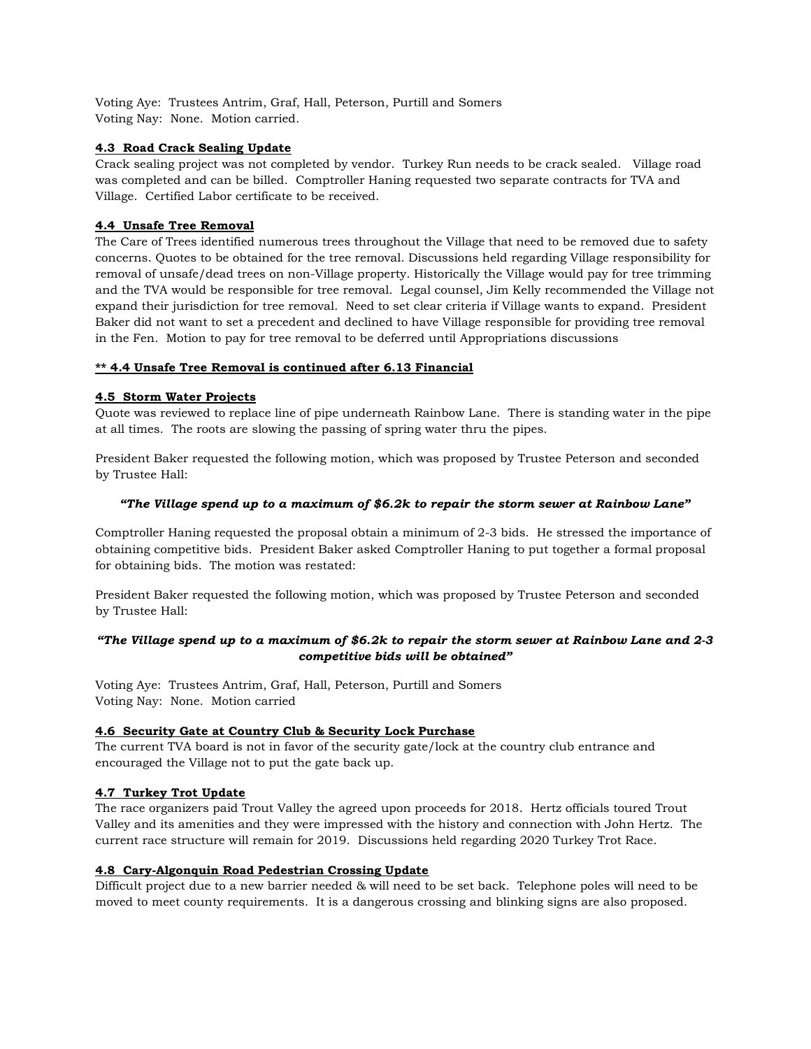Voting Aye: Trustees Antrim, Graf, Hall, Peterson, Purtill and Somers
Voting Nay: None. Motion carried.

**4.3 Road Crack Sealing Update**

Crack sealing project was not completed by vendor. Turkey Run needs to be crack sealed. Village road was completed and can be billed. Comptroller Haning requested two separate contracts for TVA and Village. Certified Labor certificate to be received.

**4.4 Unsafe Tree Removal**

The Care of Trees identified numerous trees throughout the Village that need to be removed due to safety concerns. Quotes to be obtained for the tree removal. Discussions held regarding Village responsibility for removal of unsafe/dead trees on non-Village property. Historically the Village would pay for tree trimming and the TVA would be responsible for tree removal. Legal counsel, Jim Kelly recommended the Village not expand their jurisdiction for tree removal. Need to set clear criteria if Village wants to expand. President Baker did not want to set a precedent and declined to have Village responsible for providing tree removal in the Fen. Motion to pay for tree removal to be deferred until Appropriations discussions

**\*\* 4.4 Unsafe Tree Removal is continued after 6.13 Financial**

**4.5 Storm Water Projects**

Quote was reviewed to replace line of pipe underneath Rainbow Lane. There is standing water in the pipe at all times. The roots are slowing the passing of spring water thru the pipes.

President Baker requested the following motion, which was proposed by Trustee Peterson and seconded by Trustee Hall:

***"The Village spend up to a maximum of $6.2k to repair the storm sewer at Rainbow Lane"***

Comptroller Haning requested the proposal obtain a minimum of 2-3 bids. He stressed the importance of obtaining competitive bids. President Baker asked Comptroller Haning to put together a formal proposal for obtaining bids. The motion was restated:

President Baker requested the following motion, which was proposed by Trustee Peterson and seconded by Trustee Hall:

***"The Village spend up to a maximum of $6.2k to repair the storm sewer at Rainbow Lane and 2-3 competitive bids will be obtained"***

Voting Aye: Trustees Antrim, Graf, Hall, Peterson, Purtill and Somers
Voting Nay: None. Motion carried

**4.6 Security Gate at Country Club & Security Lock Purchase**

The current TVA board is not in favor of the security gate/lock at the country club entrance and encouraged the Village not to put the gate back up.

**4.7 Turkey Trot Update**

The race organizers paid Trout Valley the agreed upon proceeds for 2018. Hertz officials toured Trout Valley and its amenities and they were impressed with the history and connection with John Hertz. The current race structure will remain for 2019. Discussions held regarding 2020 Turkey Trot Race.

**4.8 Cary-Algonquin Road Pedestrian Crossing Update**

Difficult project due to a new barrier needed & will need to be set back. Telephone poles will need to be moved to meet county requirements. It is a dangerous crossing and blinking signs are also proposed.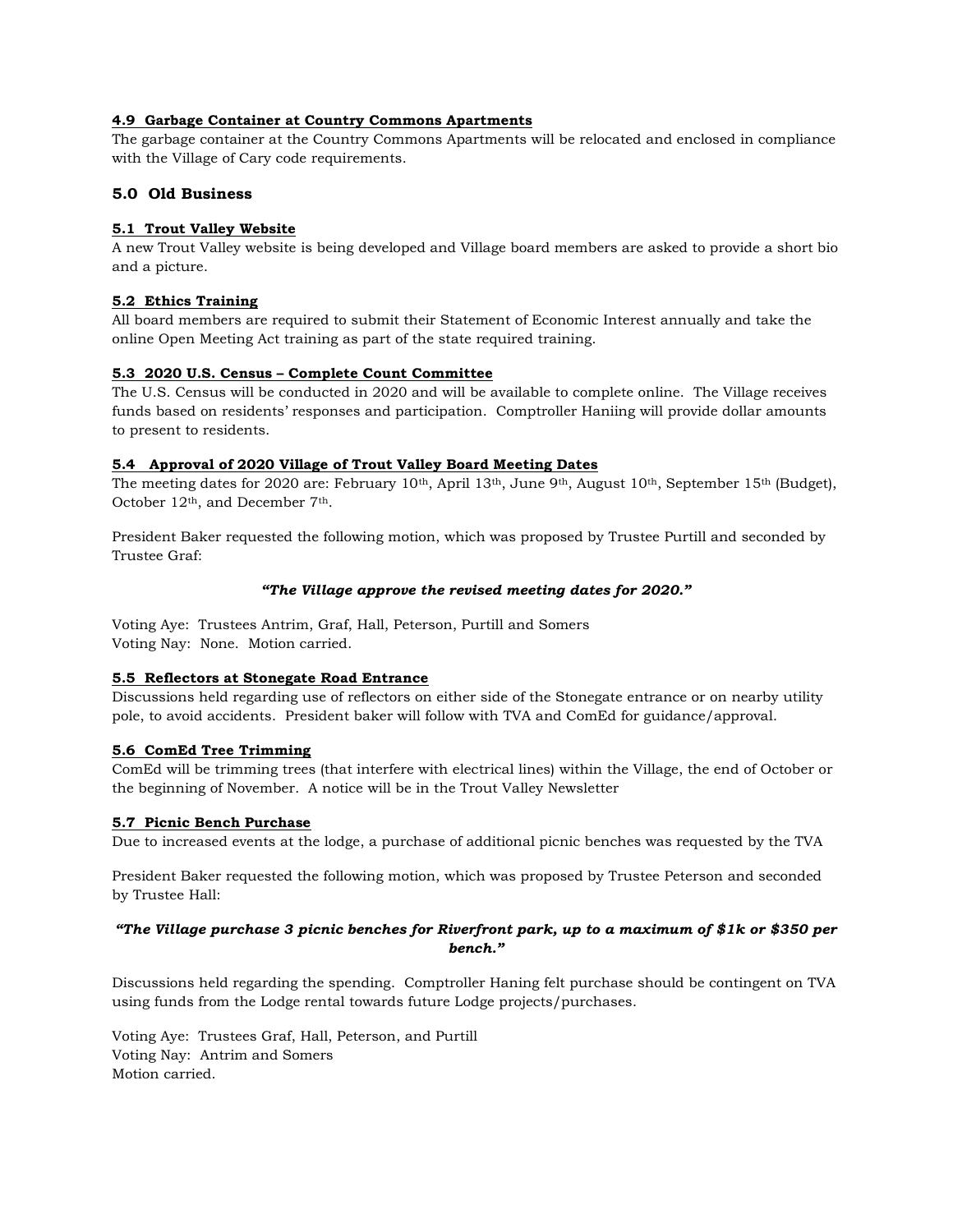**4.9 Garbage Container at Country Commons Apartments**

The garbage container at the Country Commons Apartments will be relocated and enclosed in compliance with the Village of Cary code requirements.

## 5.0 Old Business

**5.1 Trout Valley Website**

A new Trout Valley website is being developed and Village board members are asked to provide a short bio and a picture.

**5.2 Ethics Training**

All board members are required to submit their Statement of Economic Interest annually and take the online Open Meeting Act training as part of the state required training.

**5.3 2020 U.S. Census – Complete Count Committee**

The U.S. Census will be conducted in 2020 and will be available to complete online. The Village receives funds based on residents' responses and participation. Comptroller Haniing will provide dollar amounts to present to residents.

**5.4 Approval of 2020 Village of Trout Valley Board Meeting Dates**

The meeting dates for 2020 are: February 10th, April 13th, June 9th, August 10th, September 15th (Budget), October 12th, and December 7th.

President Baker requested the following motion, which was proposed by Trustee Purtill and seconded by Trustee Graf:

***"The Village approve the revised meeting dates for 2020."***

Voting Aye: Trustees Antrim, Graf, Hall, Peterson, Purtill and Somers
Voting Nay: None. Motion carried.

**5.5 Reflectors at Stonegate Road Entrance**

Discussions held regarding use of reflectors on either side of the Stonegate entrance or on nearby utility pole, to avoid accidents. President baker will follow with TVA and ComEd for guidance/approval.

**5.6 ComEd Tree Trimming**

ComEd will be trimming trees (that interfere with electrical lines) within the Village, the end of October or the beginning of November. A notice will be in the Trout Valley Newsletter

**5.7 Picnic Bench Purchase**

Due to increased events at the lodge, a purchase of additional picnic benches was requested by the TVA

President Baker requested the following motion, which was proposed by Trustee Peterson and seconded by Trustee Hall:

***"The Village purchase 3 picnic benches for Riverfront park, up to a maximum of $1k or $350 per bench."***

Discussions held regarding the spending. Comptroller Haning felt purchase should be contingent on TVA using funds from the Lodge rental towards future Lodge projects/purchases.

Voting Aye: Trustees Graf, Hall, Peterson, and Purtill
Voting Nay: Antrim and Somers
Motion carried.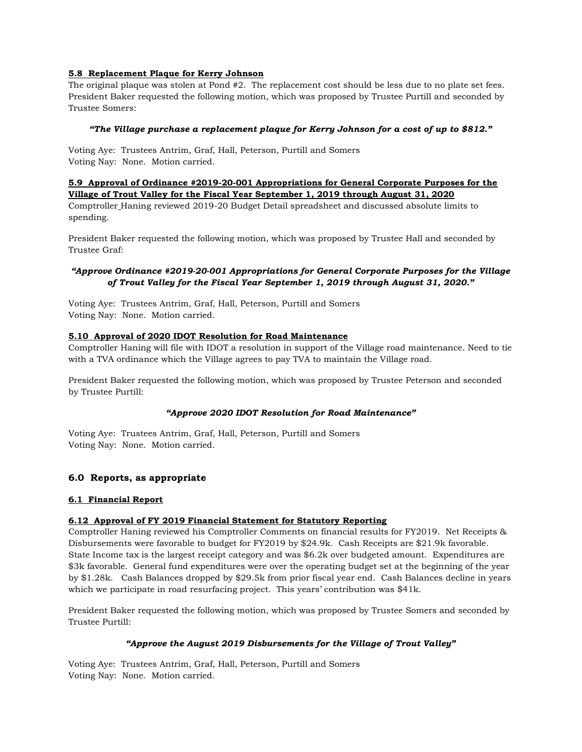**5.8 Replacement Plaque for Kerry Johnson**

The original plaque was stolen at Pond #2. The replacement cost should be less due to no plate set fees. President Baker requested the following motion, which was proposed by Trustee Purtill and seconded by Trustee Somers:

***"The Village purchase a replacement plaque for Kerry Johnson for a cost of up to $812."***

Voting Aye: Trustees Antrim, Graf, Hall, Peterson, Purtill and Somers
Voting Nay: None. Motion carried.

**5.9 Approval of Ordinance #2019-20-001 Appropriations for General Corporate Purposes for the Village of Trout Valley for the Fiscal Year September 1, 2019 through August 31, 2020**

Comptroller Haning reviewed 2019-20 Budget Detail spreadsheet and discussed absolute limits to spending.

President Baker requested the following motion, which was proposed by Trustee Hall and seconded by Trustee Graf:

***"Approve Ordinance #2019-20-001 Appropriations for General Corporate Purposes for the Village of Trout Valley for the Fiscal Year September 1, 2019 through August 31, 2020."***

Voting Aye: Trustees Antrim, Graf, Hall, Peterson, Purtill and Somers
Voting Nay: None. Motion carried.

**5.10 Approval of 2020 IDOT Resolution for Road Maintenance**

Comptroller Haning will file with IDOT a resolution in support of the Village road maintenance. Need to tie with a TVA ordinance which the Village agrees to pay TVA to maintain the Village road.

President Baker requested the following motion, which was proposed by Trustee Peterson and seconded by Trustee Purtill:

***"Approve 2020 IDOT Resolution for Road Maintenance"***

Voting Aye: Trustees Antrim, Graf, Hall, Peterson, Purtill and Somers
Voting Nay: None. Motion carried.

## 6.0 Reports, as appropriate

**6.1 Financial Report**

**6.12 Approval of FY 2019 Financial Statement for Statutory Reporting**

Comptroller Haning reviewed his Comptroller Comments on financial results for FY2019. Net Receipts & Disbursements were favorable to budget for FY2019 by $24.9k. Cash Receipts are $21.9k favorable. State Income tax is the largest receipt category and was $6.2k over budgeted amount. Expenditures are $3k favorable. General fund expenditures were over the operating budget set at the beginning of the year by $1.28k. Cash Balances dropped by $29.5k from prior fiscal year end. Cash Balances decline in years which we participate in road resurfacing project. This years' contribution was $41k.

President Baker requested the following motion, which was proposed by Trustee Somers and seconded by Trustee Purtill:

***"Approve the August 2019 Disbursements for the Village of Trout Valley"***

Voting Aye: Trustees Antrim, Graf, Hall, Peterson, Purtill and Somers
Voting Nay: None. Motion carried.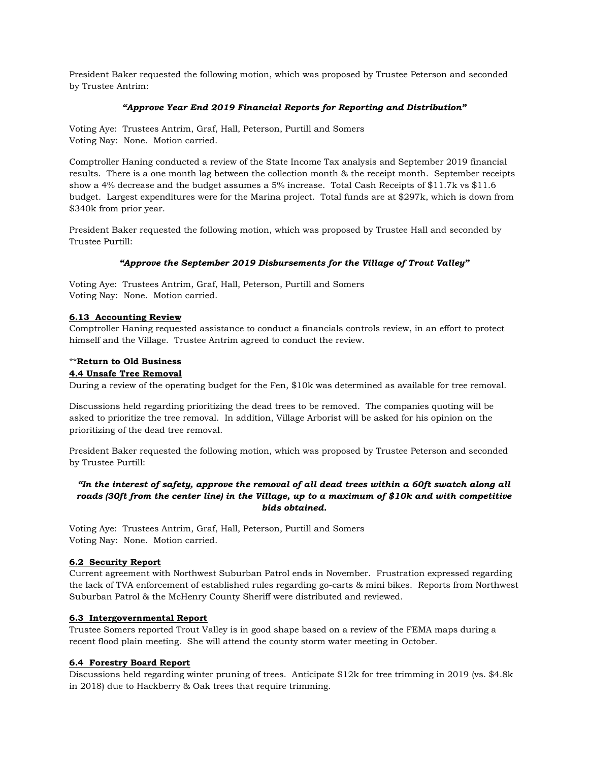President Baker requested the following motion, which was proposed by Trustee Peterson and seconded by Trustee Antrim:

***"Approve Year End 2019 Financial Reports for Reporting and Distribution"***

Voting Aye: Trustees Antrim, Graf, Hall, Peterson, Purtill and Somers
Voting Nay: None. Motion carried.

Comptroller Haning conducted a review of the State Income Tax analysis and September 2019 financial results. There is a one month lag between the collection month & the receipt month. September receipts show a 4% decrease and the budget assumes a 5% increase. Total Cash Receipts of $11.7k vs $11.6 budget. Largest expenditures were for the Marina project. Total funds are at $297k, which is down from $340k from prior year.

President Baker requested the following motion, which was proposed by Trustee Hall and seconded by Trustee Purtill:

***"Approve the September 2019 Disbursements for the Village of Trout Valley"***

Voting Aye: Trustees Antrim, Graf, Hall, Peterson, Purtill and Somers
Voting Nay: None. Motion carried.

**6.13 Accounting Review**
Comptroller Haning requested assistance to conduct a financials controls review, in an effort to protect himself and the Village. Trustee Antrim agreed to conduct the review.

**Return to Old Business**
**4.4 Unsafe Tree Removal**
During a review of the operating budget for the Fen, $10k was determined as available for tree removal.

Discussions held regarding prioritizing the dead trees to be removed. The companies quoting will be asked to prioritize the tree removal. In addition, Village Arborist will be asked for his opinion on the prioritizing of the dead tree removal.

President Baker requested the following motion, which was proposed by Trustee Peterson and seconded by Trustee Purtill:

***"In the interest of safety, approve the removal of all dead trees within a 60ft swatch along all roads (30ft from the center line) in the Village, up to a maximum of $10k and with competitive bids obtained.***

Voting Aye: Trustees Antrim, Graf, Hall, Peterson, Purtill and Somers
Voting Nay: None. Motion carried.

**6.2 Security Report**
Current agreement with Northwest Suburban Patrol ends in November. Frustration expressed regarding the lack of TVA enforcement of established rules regarding go-carts & mini bikes. Reports from Northwest Suburban Patrol & the McHenry County Sheriff were distributed and reviewed.

**6.3 Intergovernmental Report**
Trustee Somers reported Trout Valley is in good shape based on a review of the FEMA maps during a recent flood plain meeting. She will attend the county storm water meeting in October.

**6.4 Forestry Board Report**
Discussions held regarding winter pruning of trees. Anticipate $12k for tree trimming in 2019 (vs. $4.8k in 2018) due to Hackberry & Oak trees that require trimming.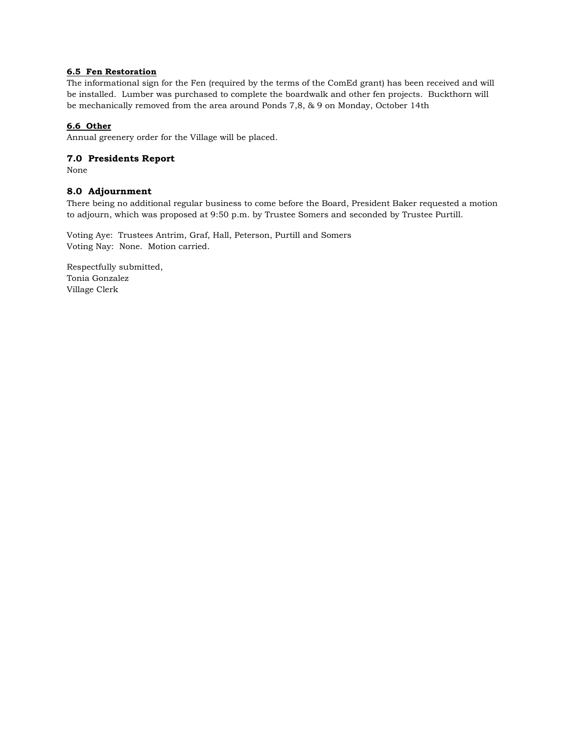#### 6.5 Fen Restoration

The informational sign for the Fen (required by the terms of the ComEd grant) has been received and will be installed. Lumber was purchased to complete the boardwalk and other fen projects. Buckthorn will be mechanically removed from the area around Ponds 7,8, & 9 on Monday, October 14th

#### 6.6 Other

Annual greenery order for the Village will be placed.

### 7.0 Presidents Report

None

### 8.0 Adjournment

There being no additional regular business to come before the Board, President Baker requested a motion to adjourn, which was proposed at 9:50 p.m. by Trustee Somers and seconded by Trustee Purtill.

Voting Aye: Trustees Antrim, Graf, Hall, Peterson, Purtill and Somers
Voting Nay: None. Motion carried.

Respectfully submitted,
Tonia Gonzalez
Village Clerk